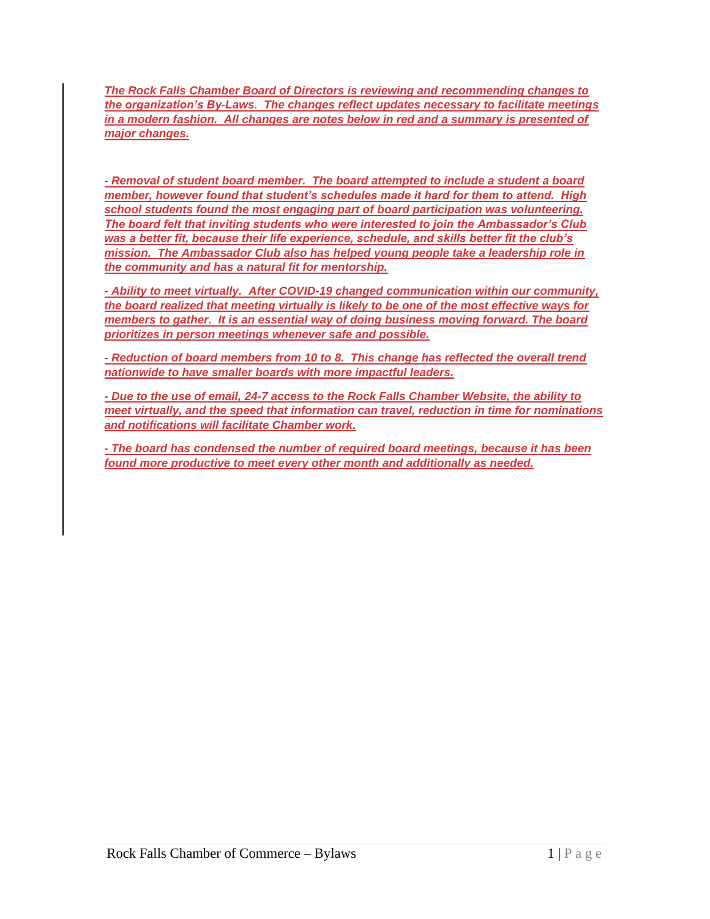***The Rock Falls Chamber Board of Directors is reviewing and recommending changes to the organization's By-Laws. The changes reflect updates necessary to facilitate meetings in a modern fashion. All changes are notes below in red and a summary is presented of major changes.***

***- Removal of student board member. The board attempted to include a student a board member, however found that student's schedules made it hard for them to attend. High school students found the most engaging part of board participation was volunteering. The board felt that inviting students who were interested to join the Ambassador's Club was a better fit, because their life experience, schedule, and skills better fit the club's mission. The Ambassador Club also has helped young people take a leadership role in the community and has a natural fit for mentorship.***

***- Ability to meet virtually. After COVID-19 changed communication within our community, the board realized that meeting virtually is likely to be one of the most effective ways for members to gather. It is an essential way of doing business moving forward. The board prioritizes in person meetings whenever safe and possible.***

***- Reduction of board members from 10 to 8. This change has reflected the overall trend nationwide to have smaller boards with more impactful leaders.***

***- Due to the use of email, 24-7 access to the Rock Falls Chamber Website, the ability to meet virtually, and the speed that information can travel, reduction in time for nominations and notifications will facilitate Chamber work.***

***- The board has condensed the number of required board meetings, because it has been found more productive to meet every other month and additionally as needed.***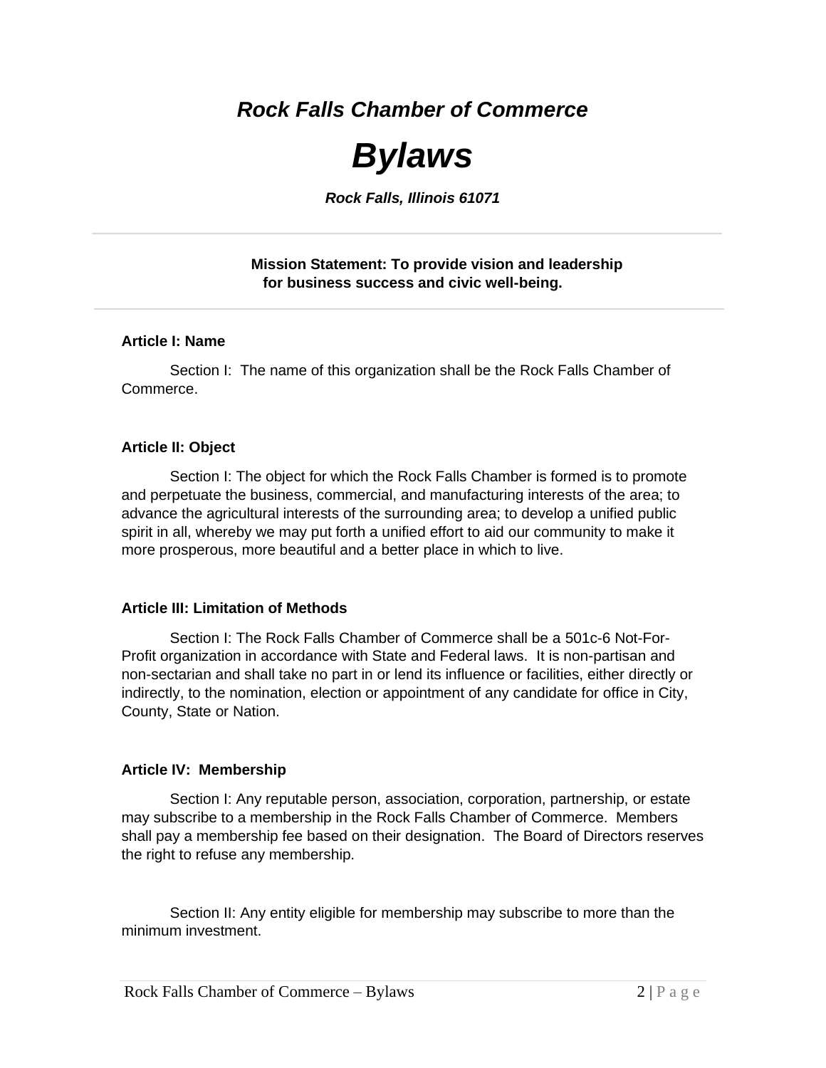*Rock Falls Chamber of Commerce*

# *Bylaws*

*Rock Falls, Illinois 61071*

---

**Mission Statement: To provide vision and leadership for business success and civic well-being.**

---

### Article I: Name

Section I: The name of this organization shall be the Rock Falls Chamber of Commerce.

### Article II: Object

Section I: The object for which the Rock Falls Chamber is formed is to promote and perpetuate the business, commercial, and manufacturing interests of the area; to advance the agricultural interests of the surrounding area; to develop a unified public spirit in all, whereby we may put forth a unified effort to aid our community to make it more prosperous, more beautiful and a better place in which to live.

### Article III: Limitation of Methods

Section I: The Rock Falls Chamber of Commerce shall be a 501c-6 Not-For-Profit organization in accordance with State and Federal laws. It is non-partisan and non-sectarian and shall take no part in or lend its influence or facilities, either directly or indirectly, to the nomination, election or appointment of any candidate for office in City, County, State or Nation.

### Article IV: Membership

Section I: Any reputable person, association, corporation, partnership, or estate may subscribe to a membership in the Rock Falls Chamber of Commerce. Members shall pay a membership fee based on their designation. The Board of Directors reserves the right to refuse any membership.

Section II: Any entity eligible for membership may subscribe to more than the minimum investment.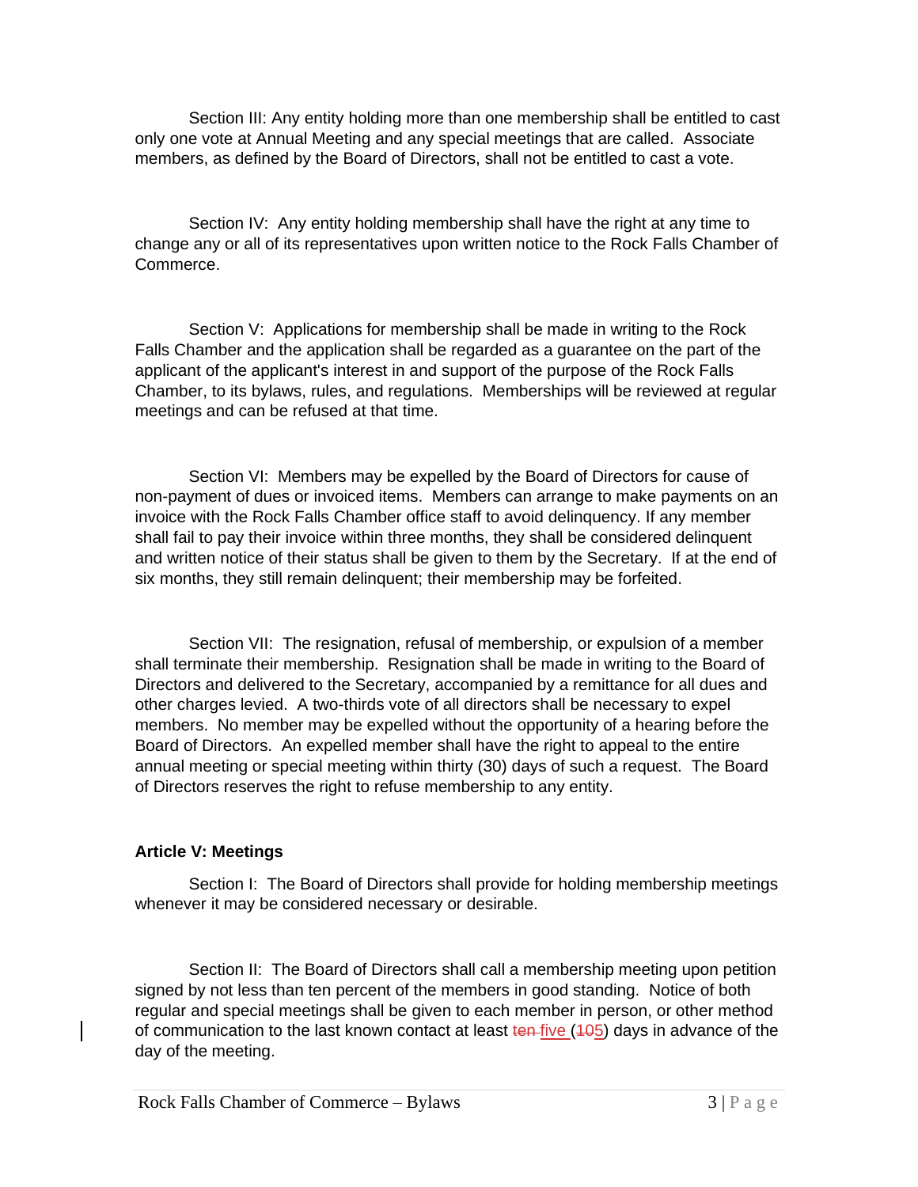Section III: Any entity holding more than one membership shall be entitled to cast only one vote at Annual Meeting and any special meetings that are called. Associate members, as defined by the Board of Directors, shall not be entitled to cast a vote.

Section IV: Any entity holding membership shall have the right at any time to change any or all of its representatives upon written notice to the Rock Falls Chamber of Commerce.

Section V: Applications for membership shall be made in writing to the Rock Falls Chamber and the application shall be regarded as a guarantee on the part of the applicant of the applicant's interest in and support of the purpose of the Rock Falls Chamber, to its bylaws, rules, and regulations. Memberships will be reviewed at regular meetings and can be refused at that time.

Section VI: Members may be expelled by the Board of Directors for cause of non-payment of dues or invoiced items. Members can arrange to make payments on an invoice with the Rock Falls Chamber office staff to avoid delinquency. If any member shall fail to pay their invoice within three months, they shall be considered delinquent and written notice of their status shall be given to them by the Secretary. If at the end of six months, they still remain delinquent; their membership may be forfeited.

Section VII: The resignation, refusal of membership, or expulsion of a member shall terminate their membership. Resignation shall be made in writing to the Board of Directors and delivered to the Secretary, accompanied by a remittance for all dues and other charges levied. A two-thirds vote of all directors shall be necessary to expel members. No member may be expelled without the opportunity of a hearing before the Board of Directors. An expelled member shall have the right to appeal to the entire annual meeting or special meeting within thirty (30) days of such a request. The Board of Directors reserves the right to refuse membership to any entity.

**Article V: Meetings**

Section I: The Board of Directors shall provide for holding membership meetings whenever it may be considered necessary or desirable.

Section II: The Board of Directors shall call a membership meeting upon petition signed by not less than ten percent of the members in good standing. Notice of both regular and special meetings shall be given to each member in person, or other method of communication to the last known contact at least ~~ten~~ five (~~10~~5) days in advance of the day of the meeting.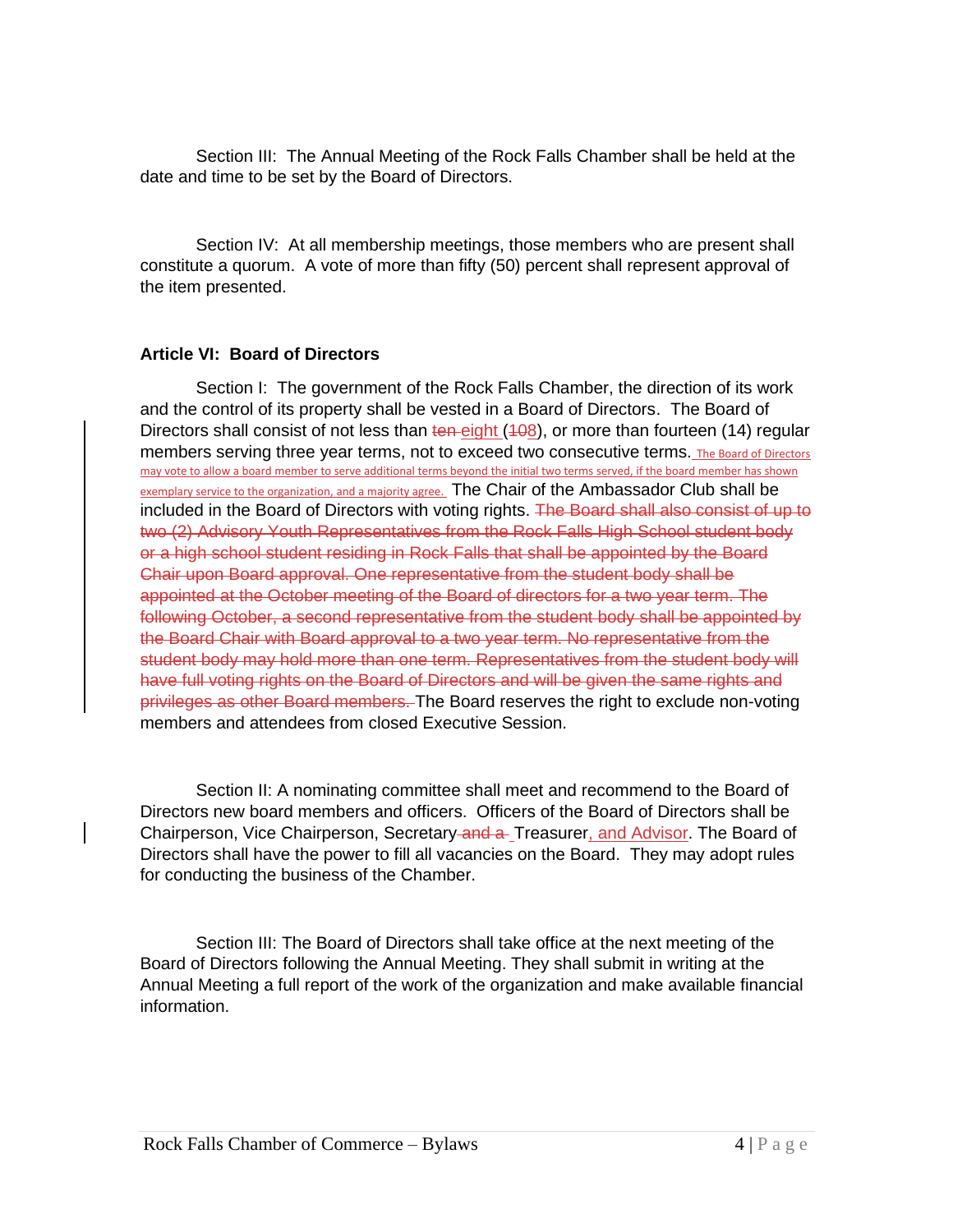Section III: The Annual Meeting of the Rock Falls Chamber shall be held at the date and time to be set by the Board of Directors.

Section IV: At all membership meetings, those members who are present shall constitute a quorum. A vote of more than fifty (50) percent shall represent approval of the item presented.

### Article VI: Board of Directors

Section I: The government of the Rock Falls Chamber, the direction of its work and the control of its property shall be vested in a Board of Directors. The Board of Directors shall consist of not less than ~~ten~~ eight (~~10~~8), or more than fourteen (14) regular members serving three year terms, not to exceed two consecutive terms. The Board of Directors may vote to allow a board member to serve additional terms beyond the initial two terms served, if the board member has shown exemplary service to the organization, and a majority agree. The Chair of the Ambassador Club shall be included in the Board of Directors with voting rights. ~~The Board shall also consist of up to two (2) Advisory Youth Representatives from the Rock Falls High School student body or a high school student residing in Rock Falls that shall be appointed by the Board Chair upon Board approval. One representative from the student body shall be appointed at the October meeting of the Board of directors for a two year term. The following October, a second representative from the student body shall be appointed by the Board Chair with Board approval to a two year term. No representative from the student body may hold more than one term. Representatives from the student body will have full voting rights on the Board of Directors and will be given the same rights and privileges as other Board members.~~ The Board reserves the right to exclude non-voting members and attendees from closed Executive Session.

Section II: A nominating committee shall meet and recommend to the Board of Directors new board members and officers. Officers of the Board of Directors shall be Chairperson, Vice Chairperson, Secretary~~ and a~~ Treasurer, and Advisor. The Board of Directors shall have the power to fill all vacancies on the Board. They may adopt rules for conducting the business of the Chamber.

Section III: The Board of Directors shall take office at the next meeting of the Board of Directors following the Annual Meeting. They shall submit in writing at the Annual Meeting a full report of the work of the organization and make available financial information.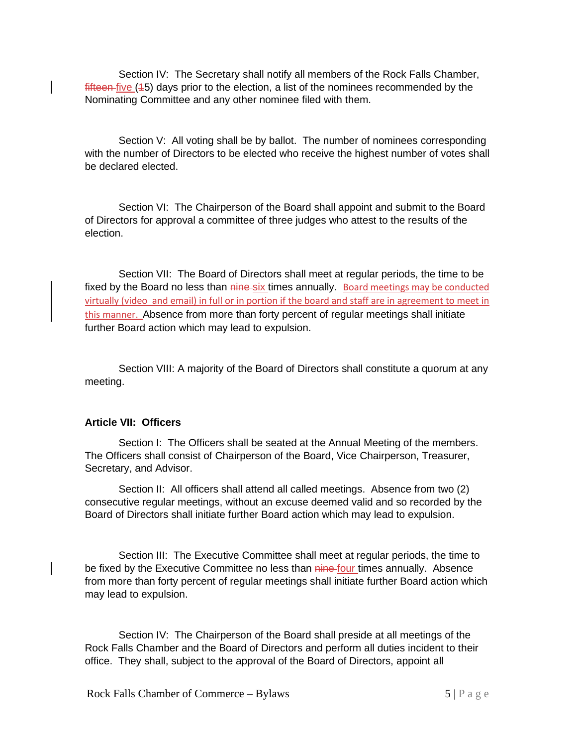Section IV: The Secretary shall notify all members of the Rock Falls Chamber, ~~fifteen~~ five (~~1~~5) days prior to the election, a list of the nominees recommended by the Nominating Committee and any other nominee filed with them.

Section V: All voting shall be by ballot. The number of nominees corresponding with the number of Directors to be elected who receive the highest number of votes shall be declared elected.

Section VI: The Chairperson of the Board shall appoint and submit to the Board of Directors for approval a committee of three judges who attest to the results of the election.

Section VII: The Board of Directors shall meet at regular periods, the time to be fixed by the Board no less than ~~nine~~ six times annually. Board meetings may be conducted virtually (video and email) in full or in portion if the board and staff are in agreement to meet in this manner. Absence from more than forty percent of regular meetings shall initiate further Board action which may lead to expulsion.

Section VIII: A majority of the Board of Directors shall constitute a quorum at any meeting.

### Article VII: Officers

Section I: The Officers shall be seated at the Annual Meeting of the members. The Officers shall consist of Chairperson of the Board, Vice Chairperson, Treasurer, Secretary, and Advisor.

Section II: All officers shall attend all called meetings. Absence from two (2) consecutive regular meetings, without an excuse deemed valid and so recorded by the Board of Directors shall initiate further Board action which may lead to expulsion.

Section III: The Executive Committee shall meet at regular periods, the time to be fixed by the Executive Committee no less than ~~nine~~ four times annually. Absence from more than forty percent of regular meetings shall initiate further Board action which may lead to expulsion.

Section IV: The Chairperson of the Board shall preside at all meetings of the Rock Falls Chamber and the Board of Directors and perform all duties incident to their office. They shall, subject to the approval of the Board of Directors, appoint all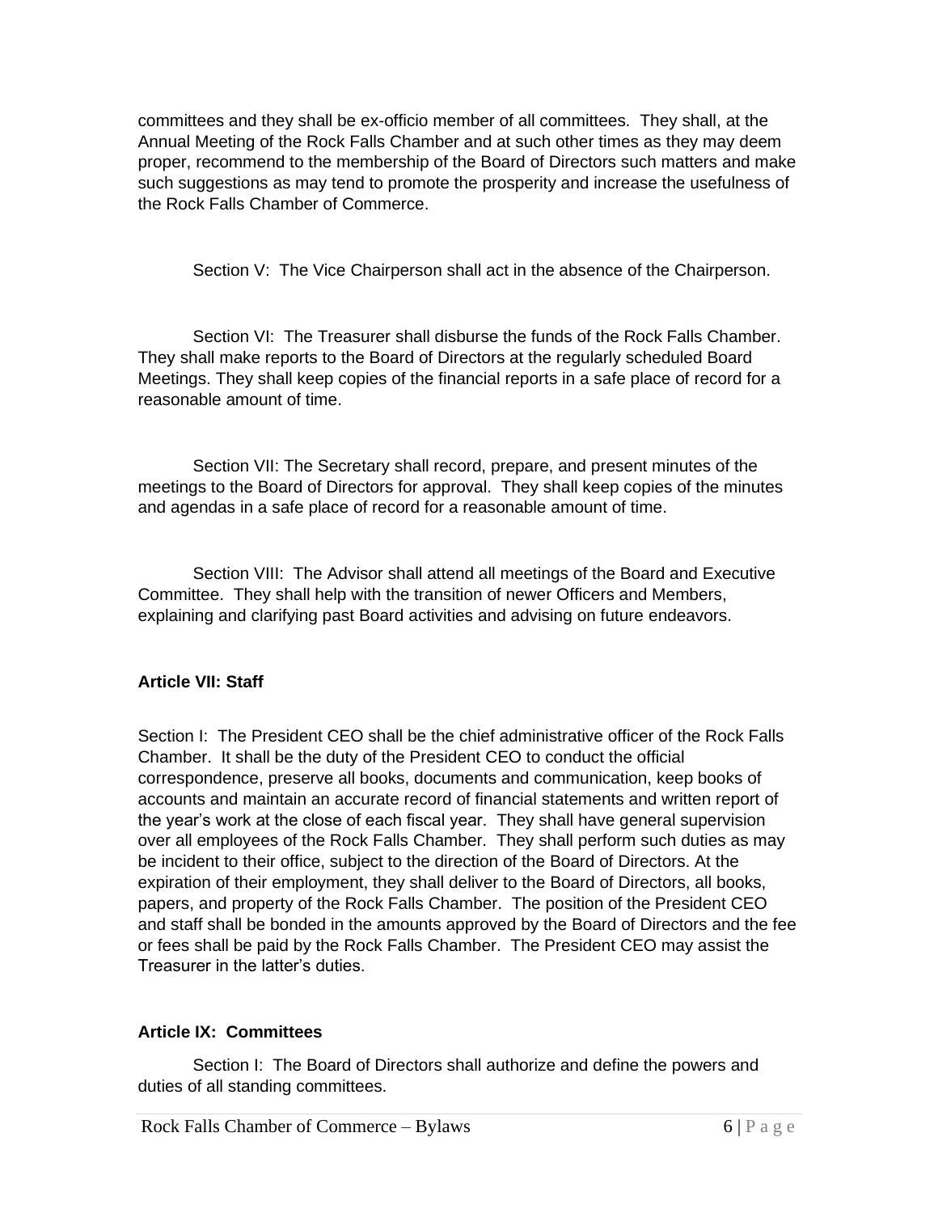committees and they shall be ex-officio member of all committees. They shall, at the Annual Meeting of the Rock Falls Chamber and at such other times as they may deem proper, recommend to the membership of the Board of Directors such matters and make such suggestions as may tend to promote the prosperity and increase the usefulness of the Rock Falls Chamber of Commerce.

Section V: The Vice Chairperson shall act in the absence of the Chairperson.

Section VI: The Treasurer shall disburse the funds of the Rock Falls Chamber. They shall make reports to the Board of Directors at the regularly scheduled Board Meetings. They shall keep copies of the financial reports in a safe place of record for a reasonable amount of time.

Section VII: The Secretary shall record, prepare, and present minutes of the meetings to the Board of Directors for approval. They shall keep copies of the minutes and agendas in a safe place of record for a reasonable amount of time.

Section VIII: The Advisor shall attend all meetings of the Board and Executive Committee. They shall help with the transition of newer Officers and Members, explaining and clarifying past Board activities and advising on future endeavors.

**Article VII: Staff**

Section I: The President CEO shall be the chief administrative officer of the Rock Falls Chamber. It shall be the duty of the President CEO to conduct the official correspondence, preserve all books, documents and communication, keep books of accounts and maintain an accurate record of financial statements and written report of the year's work at the close of each fiscal year. They shall have general supervision over all employees of the Rock Falls Chamber. They shall perform such duties as may be incident to their office, subject to the direction of the Board of Directors. At the expiration of their employment, they shall deliver to the Board of Directors, all books, papers, and property of the Rock Falls Chamber. The position of the President CEO and staff shall be bonded in the amounts approved by the Board of Directors and the fee or fees shall be paid by the Rock Falls Chamber. The President CEO may assist the Treasurer in the latter's duties.

**Article IX: Committees**

Section I: The Board of Directors shall authorize and define the powers and duties of all standing committees.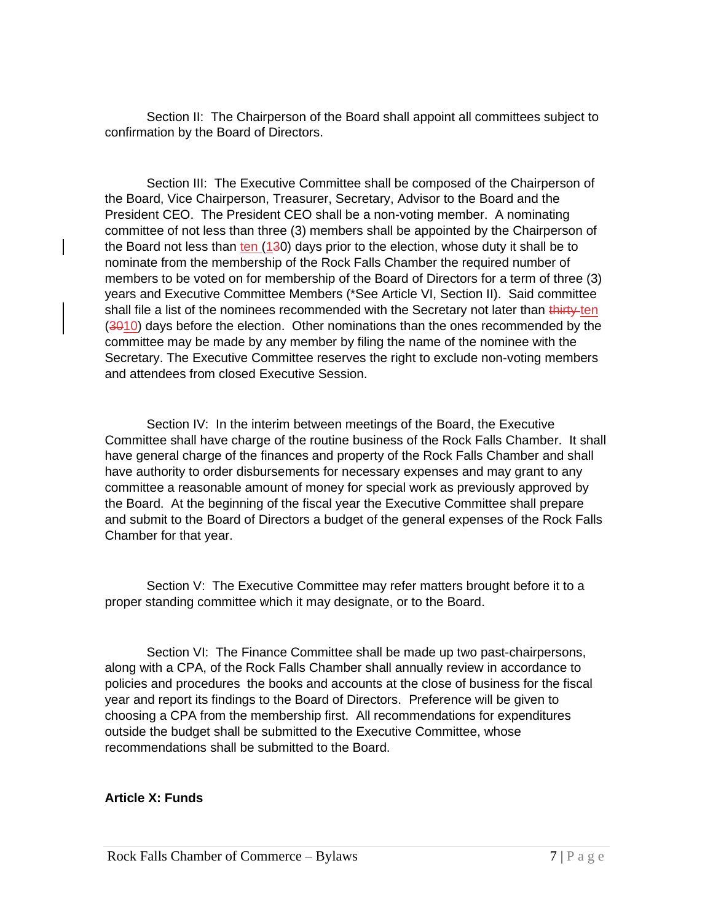Section II: The Chairperson of the Board shall appoint all committees subject to confirmation by the Board of Directors.

Section III: The Executive Committee shall be composed of the Chairperson of the Board, Vice Chairperson, Treasurer, Secretary, Advisor to the Board and the President CEO. The President CEO shall be a non-voting member. A nominating committee of not less than three (3) members shall be appointed by the Chairperson of the Board not less than ten (1~~3~~0) days prior to the election, whose duty it shall be to nominate from the membership of the Rock Falls Chamber the required number of members to be voted on for membership of the Board of Directors for a term of three (3) years and Executive Committee Members (*See Article VI, Section II). Said committee shall file a list of the nominees recommended with the Secretary not later than ~~thirty~~ ten (~~30~~10) days before the election. Other nominations than the ones recommended by the committee may be made by any member by filing the name of the nominee with the Secretary. The Executive Committee reserves the right to exclude non-voting members and attendees from closed Executive Session.

Section IV: In the interim between meetings of the Board, the Executive Committee shall have charge of the routine business of the Rock Falls Chamber. It shall have general charge of the finances and property of the Rock Falls Chamber and shall have authority to order disbursements for necessary expenses and may grant to any committee a reasonable amount of money for special work as previously approved by the Board. At the beginning of the fiscal year the Executive Committee shall prepare and submit to the Board of Directors a budget of the general expenses of the Rock Falls Chamber for that year.

Section V: The Executive Committee may refer matters brought before it to a proper standing committee which it may designate, or to the Board.

Section VI: The Finance Committee shall be made up two past-chairpersons, along with a CPA, of the Rock Falls Chamber shall annually review in accordance to policies and procedures the books and accounts at the close of business for the fiscal year and report its findings to the Board of Directors. Preference will be given to choosing a CPA from the membership first. All recommendations for expenditures outside the budget shall be submitted to the Executive Committee, whose recommendations shall be submitted to the Board.

**Article X: Funds**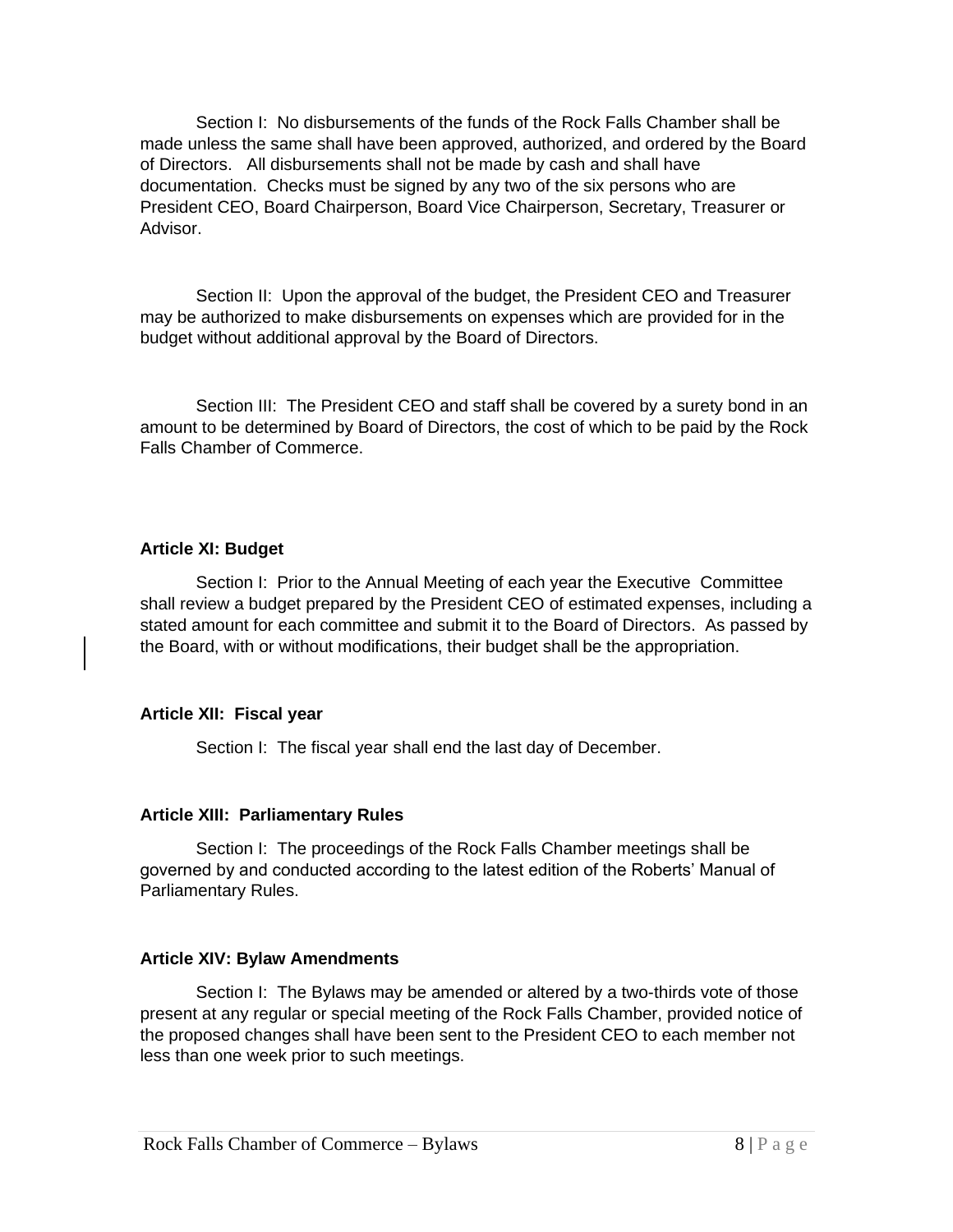Section I: No disbursements of the funds of the Rock Falls Chamber shall be made unless the same shall have been approved, authorized, and ordered by the Board of Directors. All disbursements shall not be made by cash and shall have documentation. Checks must be signed by any two of the six persons who are President CEO, Board Chairperson, Board Vice Chairperson, Secretary, Treasurer or Advisor.

Section II: Upon the approval of the budget, the President CEO and Treasurer may be authorized to make disbursements on expenses which are provided for in the budget without additional approval by the Board of Directors.

Section III: The President CEO and staff shall be covered by a surety bond in an amount to be determined by Board of Directors, the cost of which to be paid by the Rock Falls Chamber of Commerce.

**Article XI: Budget**

Section I: Prior to the Annual Meeting of each year the Executive Committee shall review a budget prepared by the President CEO of estimated expenses, including a stated amount for each committee and submit it to the Board of Directors. As passed by the Board, with or without modifications, their budget shall be the appropriation.

**Article XII: Fiscal year**

Section I: The fiscal year shall end the last day of December.

**Article XIII: Parliamentary Rules**

Section I: The proceedings of the Rock Falls Chamber meetings shall be governed by and conducted according to the latest edition of the Roberts' Manual of Parliamentary Rules.

**Article XIV: Bylaw Amendments**

Section I: The Bylaws may be amended or altered by a two-thirds vote of those present at any regular or special meeting of the Rock Falls Chamber, provided notice of the proposed changes shall have been sent to the President CEO to each member not less than one week prior to such meetings.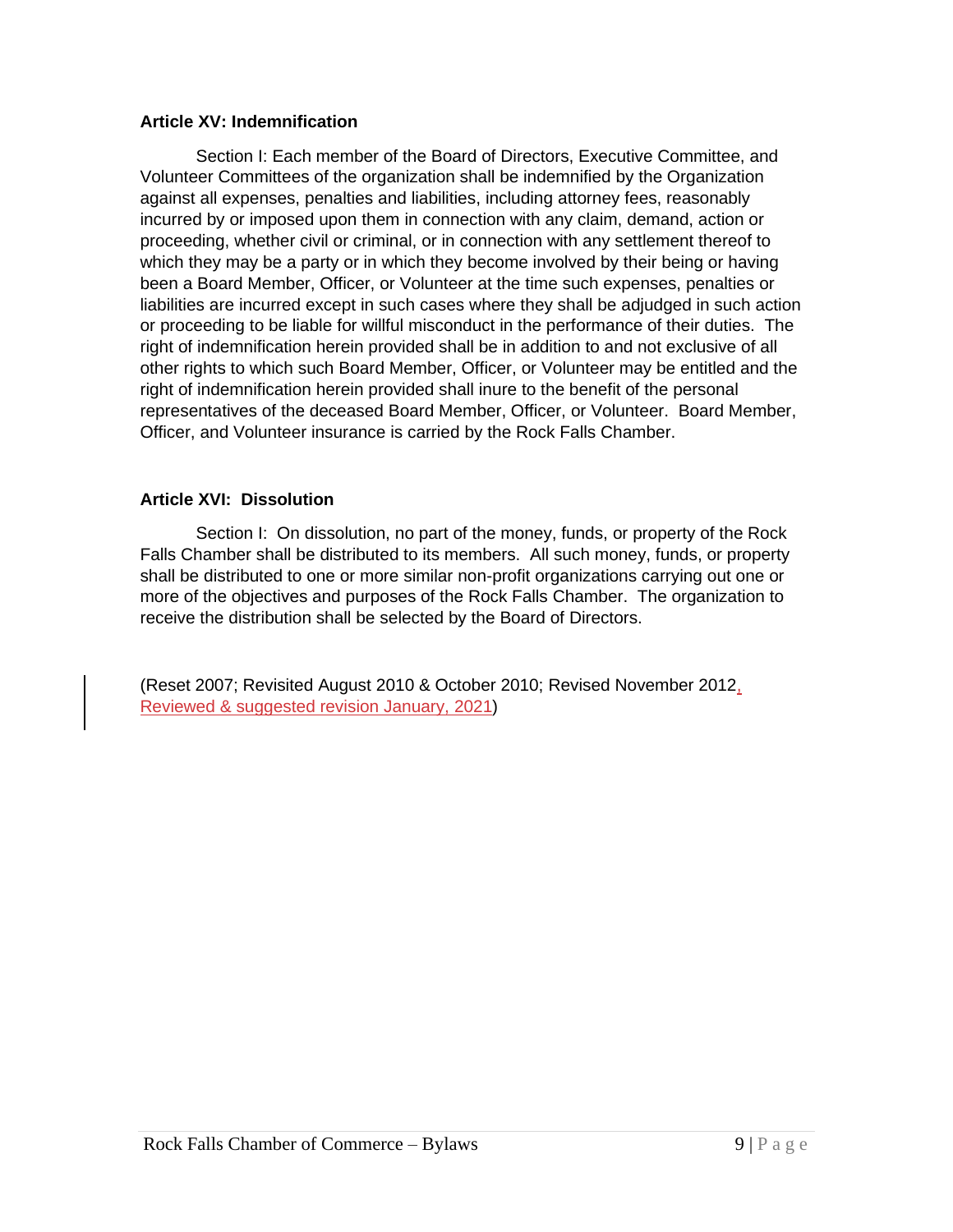**Article XV: Indemnification**

Section I: Each member of the Board of Directors, Executive Committee, and Volunteer Committees of the organization shall be indemnified by the Organization against all expenses, penalties and liabilities, including attorney fees, reasonably incurred by or imposed upon them in connection with any claim, demand, action or proceeding, whether civil or criminal, or in connection with any settlement thereof to which they may be a party or in which they become involved by their being or having been a Board Member, Officer, or Volunteer at the time such expenses, penalties or liabilities are incurred except in such cases where they shall be adjudged in such action or proceeding to be liable for willful misconduct in the performance of their duties. The right of indemnification herein provided shall be in addition to and not exclusive of all other rights to which such Board Member, Officer, or Volunteer may be entitled and the right of indemnification herein provided shall inure to the benefit of the personal representatives of the deceased Board Member, Officer, or Volunteer. Board Member, Officer, and Volunteer insurance is carried by the Rock Falls Chamber.

**Article XVI: Dissolution**

Section I: On dissolution, no part of the money, funds, or property of the Rock Falls Chamber shall be distributed to its members. All such money, funds, or property shall be distributed to one or more similar non-profit organizations carrying out one or more of the objectives and purposes of the Rock Falls Chamber. The organization to receive the distribution shall be selected by the Board of Directors.

(Reset 2007; Revisited August 2010 & October 2010; Revised November 2012, Reviewed & suggested revision January, 2021)